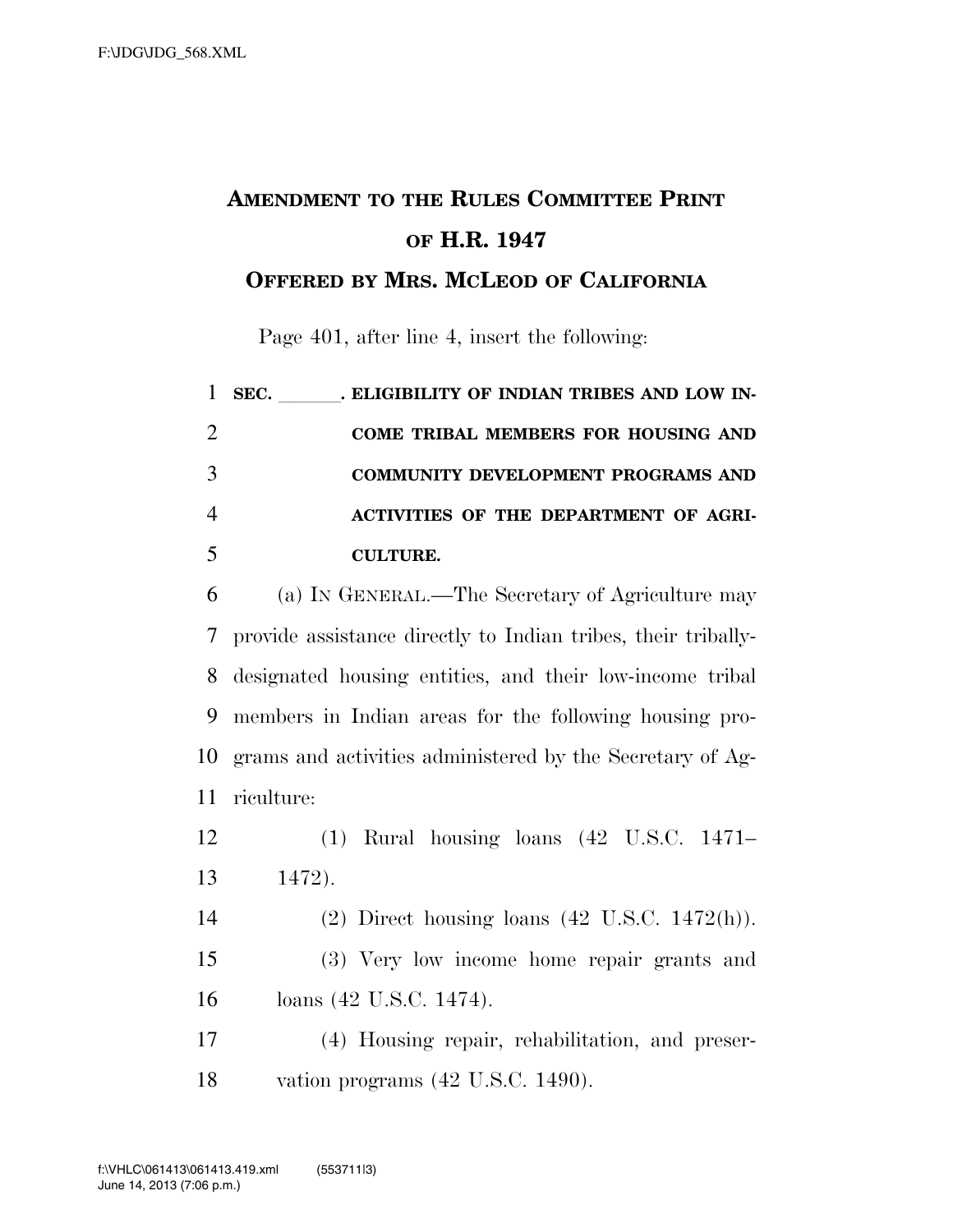# AMENDMENT TO THE RULES COMMITTEE PRINT OF H.R. 1947

## OFFERED BY MRS. MCLEOD OF CALIFORNIA

Page 401, after line 4, insert the following:

**SEC. \_\_\_\_\_\_. ELIGIBILITY OF INDIAN TRIBES AND LOW INCOME TRIBAL MEMBERS FOR HOUSING AND COMMUNITY DEVELOPMENT PROGRAMS AND ACTIVITIES OF THE DEPARTMENT OF AGRICULTURE.**

(a) IN GENERAL.—The Secretary of Agriculture may provide assistance directly to Indian tribes, their tribally-designated housing entities, and their low-income tribal members in Indian areas for the following housing programs and activities administered by the Secretary of Agriculture:

(1) Rural housing loans (42 U.S.C. 1471–1472).

(2) Direct housing loans (42 U.S.C. 1472(h)).

(3) Very low income home repair grants and loans (42 U.S.C. 1474).

(4) Housing repair, rehabilitation, and preservation programs (42 U.S.C. 1490).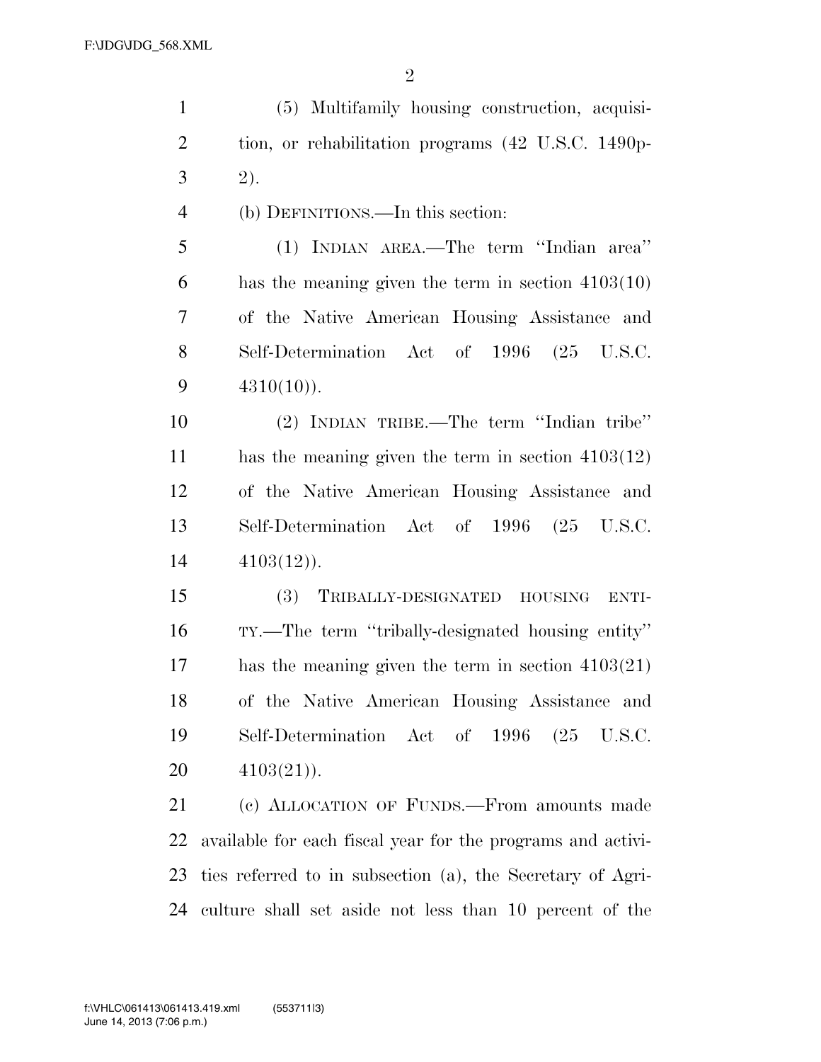(5) Multifamily housing construction, acquisition, or rehabilitation programs (42 U.S.C. 1490p-2).

(b) DEFINITIONS.—In this section:

(1) INDIAN AREA.—The term "Indian area" has the meaning given the term in section 4103(10) of the Native American Housing Assistance and Self-Determination Act of 1996 (25 U.S.C. 4310(10)).

(2) INDIAN TRIBE.—The term "Indian tribe" has the meaning given the term in section 4103(12) of the Native American Housing Assistance and Self-Determination Act of 1996 (25 U.S.C. 4103(12)).

(3) TRIBALLY-DESIGNATED HOUSING ENTITY.—The term "tribally-designated housing entity" has the meaning given the term in section 4103(21) of the Native American Housing Assistance and Self-Determination Act of 1996 (25 U.S.C. 4103(21)).

(c) ALLOCATION OF FUNDS.—From amounts made available for each fiscal year for the programs and activities referred to in subsection (a), the Secretary of Agriculture shall set aside not less than 10 percent of the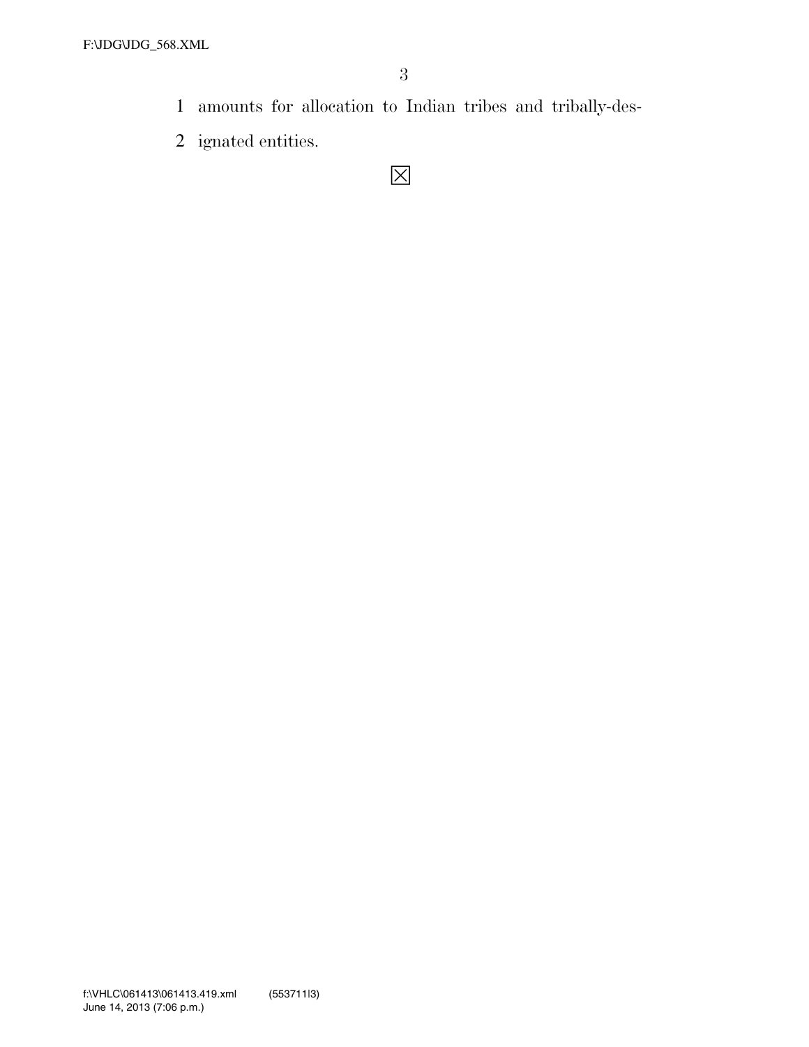amounts for allocation to Indian tribes and tribally-designated entities.

☒